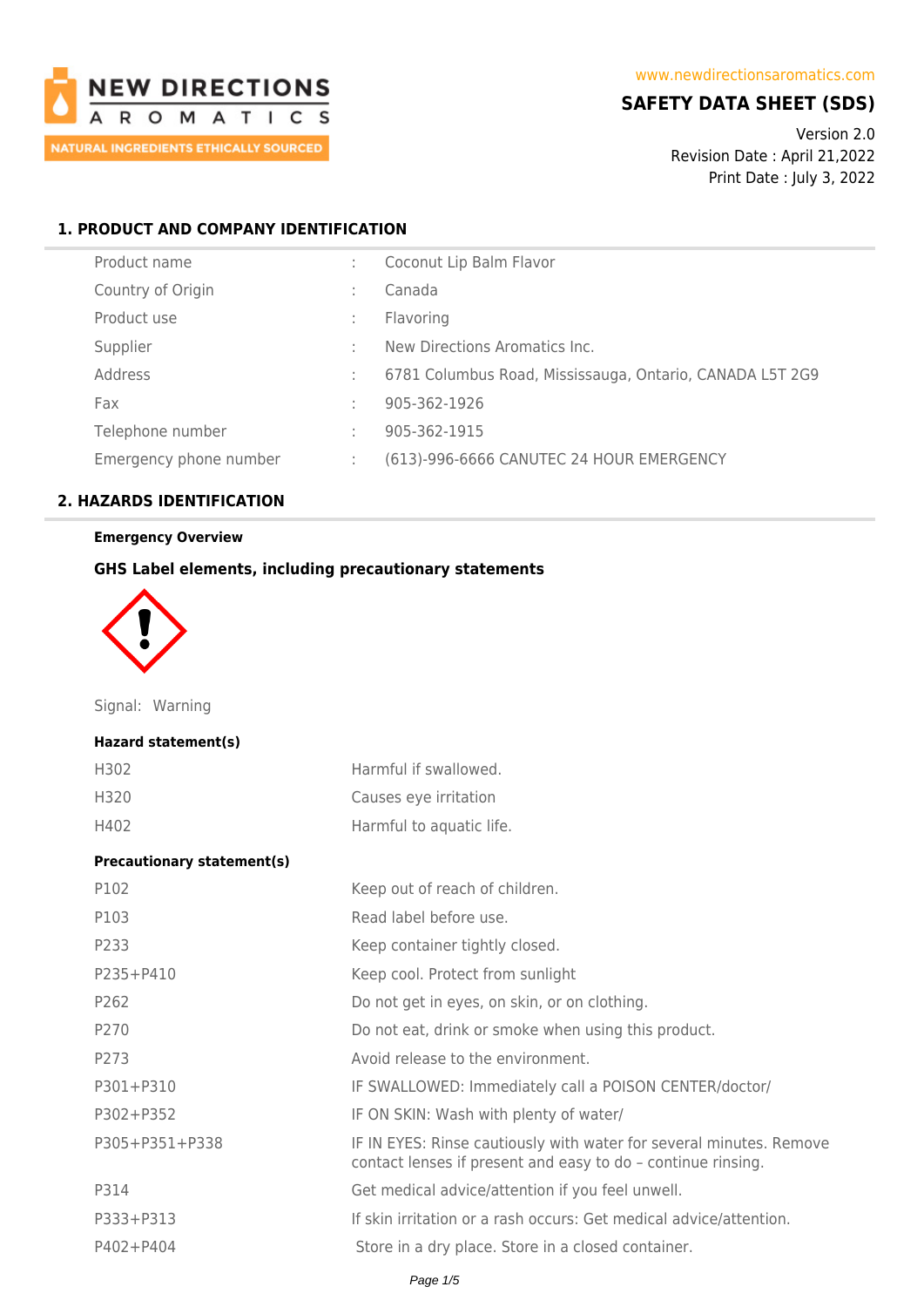NEW DIRECTIONS AROMATICS

NATURAL INGREDIENTS ETHICALLY SOURCED

www.newdirectionsaromatics.com

# SAFETY DATA SHEET (SDS)

Version 2.0
Revision Date : April 21,2022
Print Date : July 3, 2022

## 1. PRODUCT AND COMPANY IDENTIFICATION

| | | |
|---|---|---|
| Product name | : | Coconut Lip Balm Flavor |
| Country of Origin | : | Canada |
| Product use | : | Flavoring |
| Supplier | : | New Directions Aromatics Inc. |
| Address | : | 6781 Columbus Road, Mississauga, Ontario, CANADA L5T 2G9 |
| Fax | : | 905-362-1926 |
| Telephone number | : | 905-362-1915 |
| Emergency phone number | : | (613)-996-6666 CANUTEC 24 HOUR EMERGENCY |

## 2. HAZARDS IDENTIFICATION

**Emergency Overview**

**GHS Label elements, including precautionary statements**

Signal: Warning

**Hazard statement(s)**

| | |
|---|---|
| H302 | Harmful if swallowed. |
| H320 | Causes eye irritation |
| H402 | Harmful to aquatic life. |

**Precautionary statement(s)**

| | |
|---|---|
| P102 | Keep out of reach of children. |
| P103 | Read label before use. |
| P233 | Keep container tightly closed. |
| P235+P410 | Keep cool. Protect from sunlight |
| P262 | Do not get in eyes, on skin, or on clothing. |
| P270 | Do not eat, drink or smoke when using this product. |
| P273 | Avoid release to the environment. |
| P301+P310 | IF SWALLOWED: Immediately call a POISON CENTER/doctor/ |
| P302+P352 | IF ON SKIN: Wash with plenty of water/ |
| P305+P351+P338 | IF IN EYES: Rinse cautiously with water for several minutes. Remove contact lenses if present and easy to do – continue rinsing. |
| P314 | Get medical advice/attention if you feel unwell. |
| P333+P313 | If skin irritation or a rash occurs: Get medical advice/attention. |
| P402+P404 | Store in a dry place. Store in a closed container. |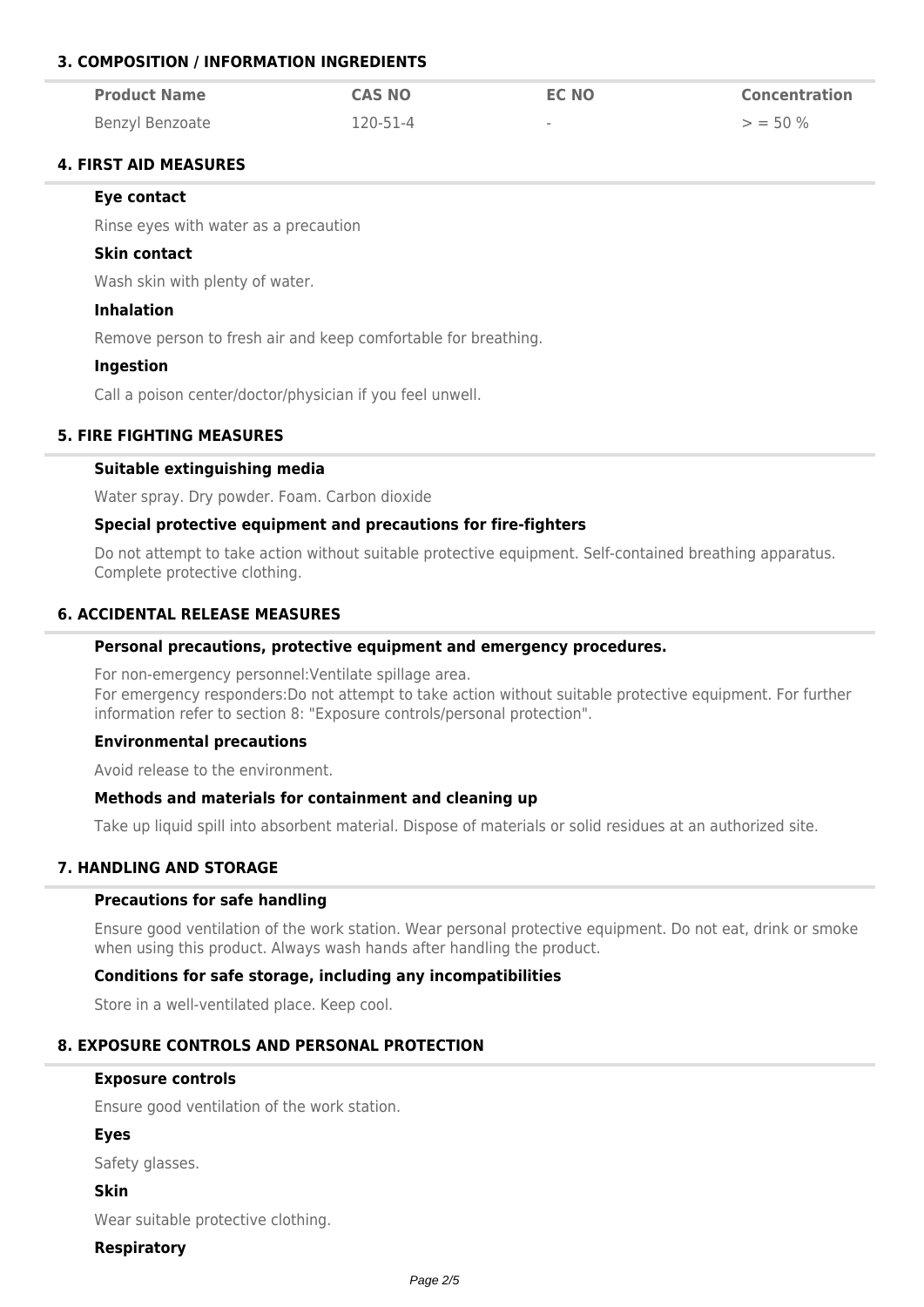## 3. COMPOSITION / INFORMATION INGREDIENTS

| Product Name | CAS NO | EC NO | Concentration |
|---|---|---|---|
| Benzyl Benzoate | 120-51-4 | - | > = 50 % |

## 4. FIRST AID MEASURES

### Eye contact

Rinse eyes with water as a precaution

### Skin contact

Wash skin with plenty of water.

### Inhalation

Remove person to fresh air and keep comfortable for breathing.

### Ingestion

Call a poison center/doctor/physician if you feel unwell.

## 5. FIRE FIGHTING MEASURES

### Suitable extinguishing media

Water spray. Dry powder. Foam. Carbon dioxide

### Special protective equipment and precautions for fire-fighters

Do not attempt to take action without suitable protective equipment. Self-contained breathing apparatus. Complete protective clothing.

## 6. ACCIDENTAL RELEASE MEASURES

### Personal precautions, protective equipment and emergency procedures.

For non-emergency personnel:Ventilate spillage area.
For emergency responders:Do not attempt to take action without suitable protective equipment. For further information refer to section 8: "Exposure controls/personal protection".

### Environmental precautions

Avoid release to the environment.

### Methods and materials for containment and cleaning up

Take up liquid spill into absorbent material. Dispose of materials or solid residues at an authorized site.

## 7. HANDLING AND STORAGE

### Precautions for safe handling

Ensure good ventilation of the work station. Wear personal protective equipment. Do not eat, drink or smoke when using this product. Always wash hands after handling the product.

### Conditions for safe storage, including any incompatibilities

Store in a well-ventilated place. Keep cool.

## 8. EXPOSURE CONTROLS AND PERSONAL PROTECTION

### Exposure controls

Ensure good ventilation of the work station.

### Eyes

Safety glasses.

### Skin

Wear suitable protective clothing.

### Respiratory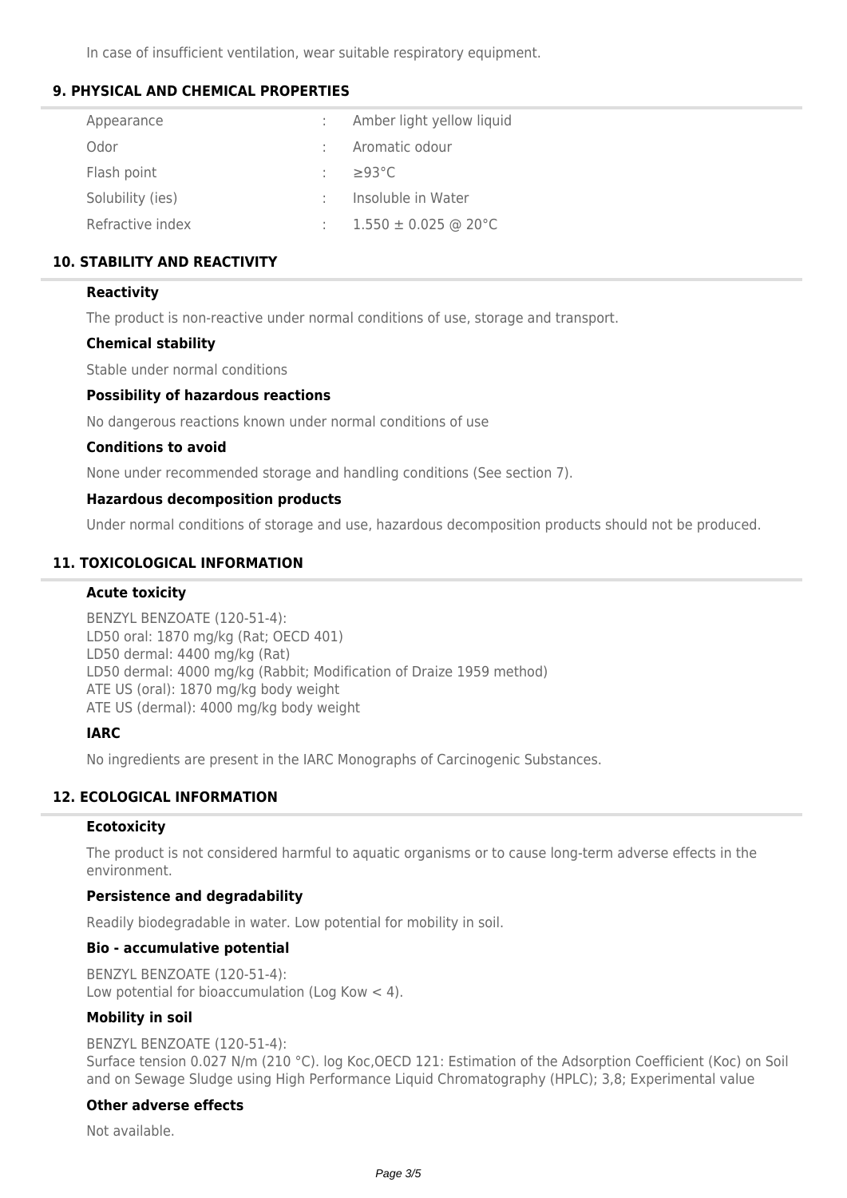In case of insufficient ventilation, wear suitable respiratory equipment.

## 9. PHYSICAL AND CHEMICAL PROPERTIES

| | | |
|---|---|---|
| Appearance | : | Amber light yellow liquid |
| Odor | : | Aromatic odour |
| Flash point | : | ≥93°C |
| Solubility (ies) | : | Insoluble in Water |
| Refractive index | : | 1.550 ± 0.025 @ 20°C |

## 10. STABILITY AND REACTIVITY

### Reactivity

The product is non-reactive under normal conditions of use, storage and transport.

### Chemical stability

Stable under normal conditions

### Possibility of hazardous reactions

No dangerous reactions known under normal conditions of use

### Conditions to avoid

None under recommended storage and handling conditions (See section 7).

### Hazardous decomposition products

Under normal conditions of storage and use, hazardous decomposition products should not be produced.

## 11. TOXICOLOGICAL INFORMATION

### Acute toxicity

BENZYL BENZOATE (120-51-4):
LD50 oral: 1870 mg/kg (Rat; OECD 401)
LD50 dermal: 4400 mg/kg (Rat)
LD50 dermal: 4000 mg/kg (Rabbit; Modification of Draize 1959 method)
ATE US (oral): 1870 mg/kg body weight
ATE US (dermal): 4000 mg/kg body weight

### IARC

No ingredients are present in the IARC Monographs of Carcinogenic Substances.

## 12. ECOLOGICAL INFORMATION

### Ecotoxicity

The product is not considered harmful to aquatic organisms or to cause long-term adverse effects in the environment.

### Persistence and degradability

Readily biodegradable in water. Low potential for mobility in soil.

### Bio - accumulative potential

BENZYL BENZOATE (120-51-4):
Low potential for bioaccumulation (Log Kow < 4).

### Mobility in soil

BENZYL BENZOATE (120-51-4):
Surface tension 0.027 N/m (210 °C). log Koc,OECD 121: Estimation of the Adsorption Coefficient (Koc) on Soil and on Sewage Sludge using High Performance Liquid Chromatography (HPLC); 3,8; Experimental value

### Other adverse effects

Not available.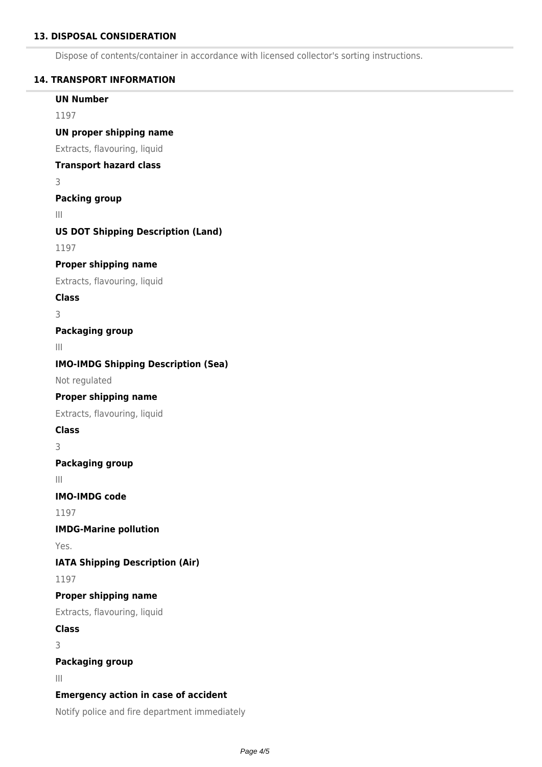## 13. DISPOSAL CONSIDERATION

Dispose of contents/container in accordance with licensed collector's sorting instructions.

## 14. TRANSPORT INFORMATION

**UN Number**

1197

**UN proper shipping name**

Extracts, flavouring, liquid

**Transport hazard class**

3

**Packing group**

III

**US DOT Shipping Description (Land)**

1197

**Proper shipping name**

Extracts, flavouring, liquid

**Class**

3

**Packaging group**

III

**IMO-IMDG Shipping Description (Sea)**

Not regulated

**Proper shipping name**

Extracts, flavouring, liquid

**Class**

3

**Packaging group**

III

**IMO-IMDG code**

1197

**IMDG-Marine pollution**

Yes.

**IATA Shipping Description (Air)**

1197

**Proper shipping name**

Extracts, flavouring, liquid

**Class**

3

**Packaging group**

III

**Emergency action in case of accident**

Notify police and fire department immediately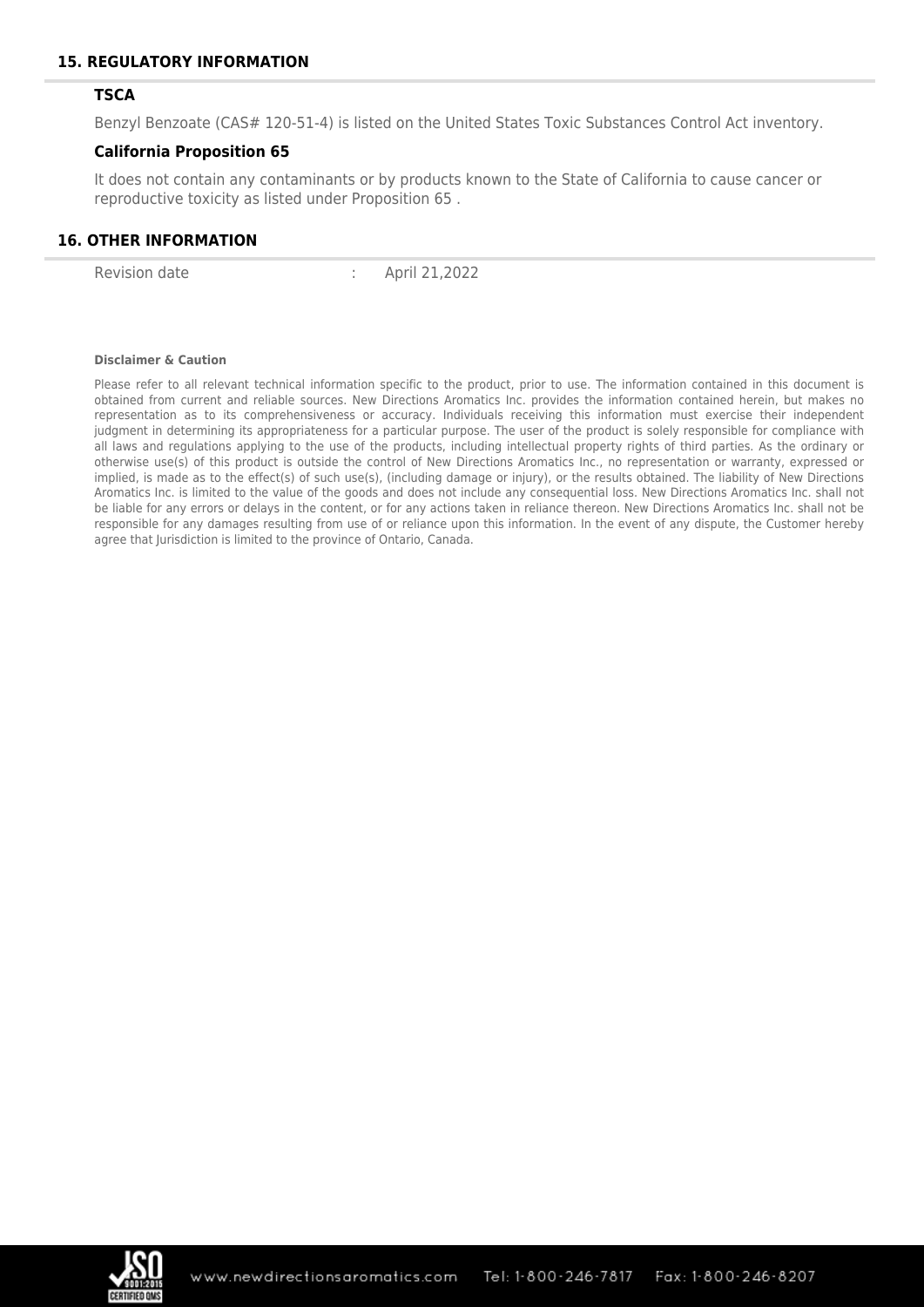## 15. REGULATORY INFORMATION

### TSCA

Benzyl Benzoate (CAS# 120-51-4) is listed on the United States Toxic Substances Control Act inventory.

### California Proposition 65

It does not contain any contaminants or by products known to the State of California to cause cancer or reproductive toxicity as listed under Proposition 65 .

## 16. OTHER INFORMATION

Revision date : April 21,2022

**Disclaimer & Caution**

Please refer to all relevant technical information specific to the product, prior to use. The information contained in this document is obtained from current and reliable sources. New Directions Aromatics Inc. provides the information contained herein, but makes no representation as to its comprehensiveness or accuracy. Individuals receiving this information must exercise their independent judgment in determining its appropriateness for a particular purpose. The user of the product is solely responsible for compliance with all laws and regulations applying to the use of the products, including intellectual property rights of third parties. As the ordinary or otherwise use(s) of this product is outside the control of New Directions Aromatics Inc., no representation or warranty, expressed or implied, is made as to the effect(s) of such use(s), (including damage or injury), or the results obtained. The liability of New Directions Aromatics Inc. is limited to the value of the goods and does not include any consequential loss. New Directions Aromatics Inc. shall not be liable for any errors or delays in the content, or for any actions taken in reliance thereon. New Directions Aromatics Inc. shall not be responsible for any damages resulting from use of or reliance upon this information. In the event of any dispute, the Customer hereby agree that Jurisdiction is limited to the province of Ontario, Canada.